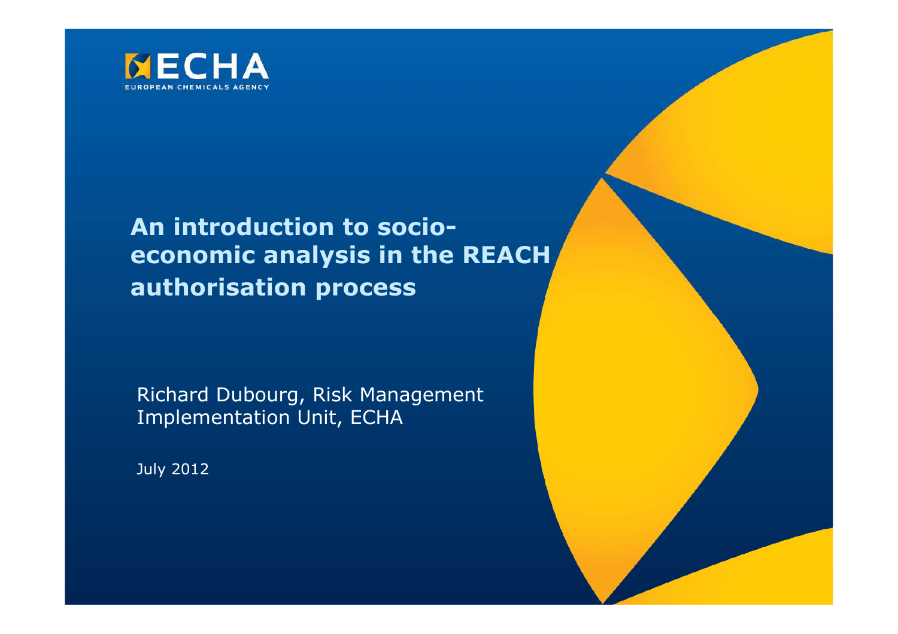ECHA

EUROPEAN CHEMICALS AGENCY

# An introduction to socio-economic analysis in the REACH authorisation process

Richard Dubourg, Risk Management Implementation Unit, ECHA

July 2012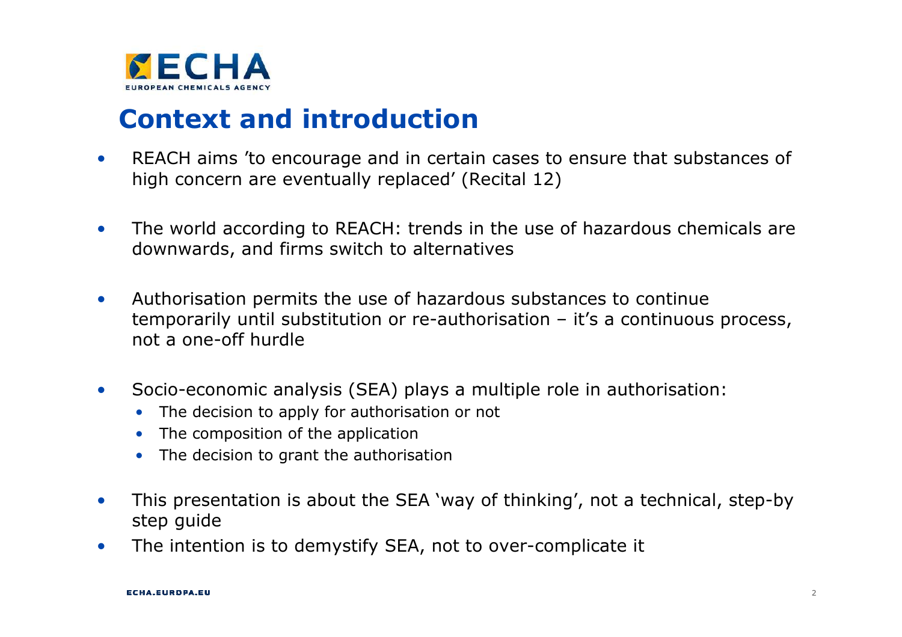# Context and introduction

- REACH aims ’to encourage and in certain cases to ensure that substances of high concern are eventually replaced’ (Recital 12)
- The world according to REACH: trends in the use of hazardous chemicals are downwards, and firms switch to alternatives
- Authorisation permits the use of hazardous substances to continue temporarily until substitution or re-authorisation – it’s a continuous process, not a one-off hurdle
- Socio-economic analysis (SEA) plays a multiple role in authorisation:
  - The decision to apply for authorisation or not
  - The composition of the application
  - The decision to grant the authorisation
- This presentation is about the SEA ‘way of thinking’, not a technical, step-by step guide
- The intention is to demystify SEA, not to over-complicate it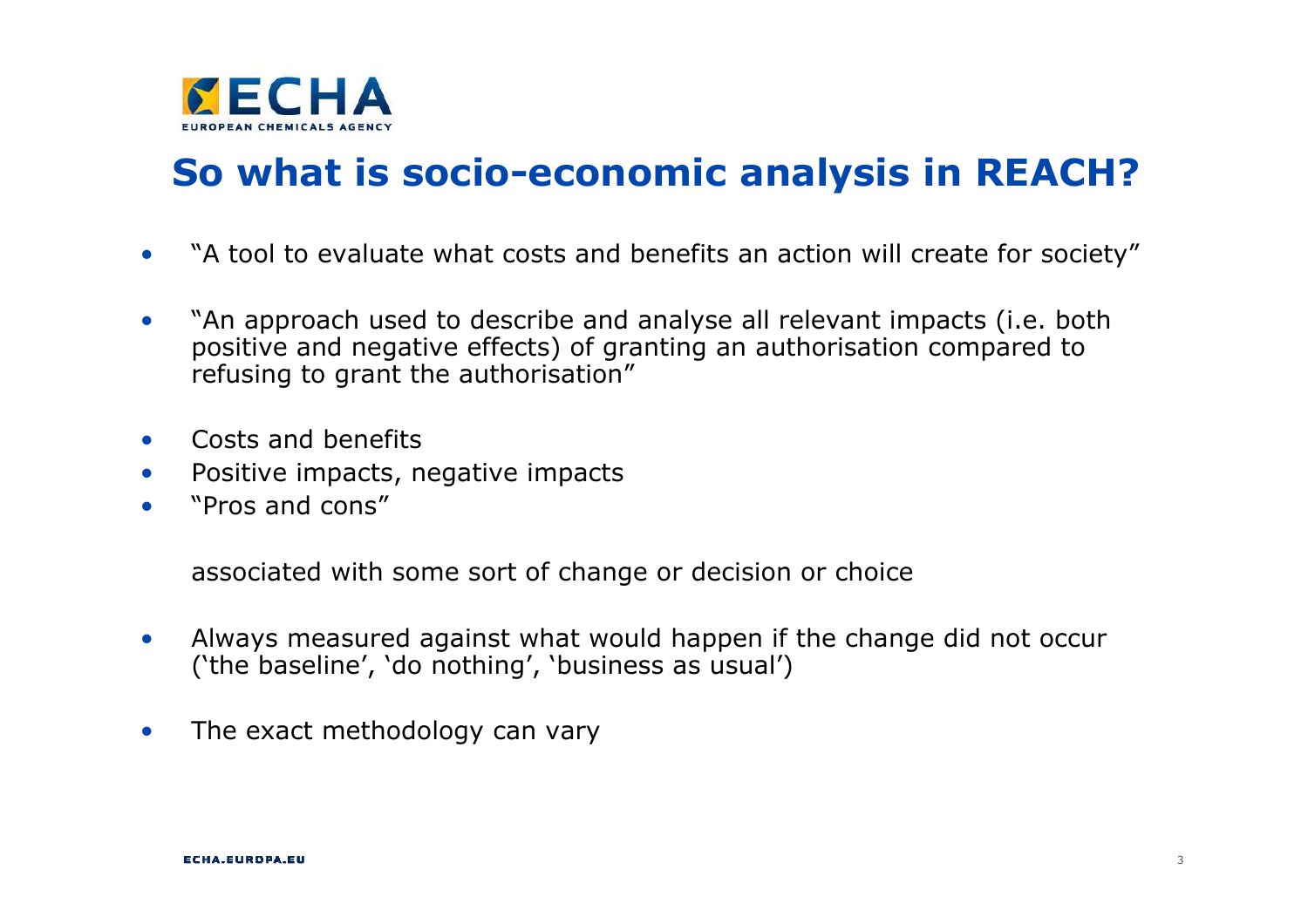# So what is socio-economic analysis in REACH?

- "A tool to evaluate what costs and benefits an action will create for society"
- "An approach used to describe and analyse all relevant impacts (i.e. both positive and negative effects) of granting an authorisation compared to refusing to grant the authorisation"
- Costs and benefits
- Positive impacts, negative impacts
- "Pros and cons"

associated with some sort of change or decision or choice

- Always measured against what would happen if the change did not occur ('the baseline', 'do nothing', 'business as usual')
- The exact methodology can vary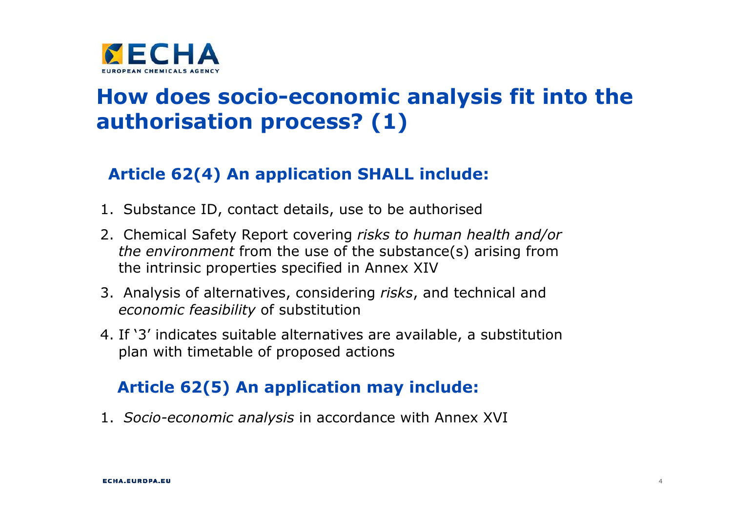# How does socio-economic analysis fit into the authorisation process? (1)

## Article 62(4) An application SHALL include:

1. Substance ID, contact details, use to be authorised
2. Chemical Safety Report covering *risks to human health and/or the environment* from the use of the substance(s) arising from the intrinsic properties specified in Annex XIV
3. Analysis of alternatives, considering *risks*, and technical and *economic feasibility* of substitution
4. If '3' indicates suitable alternatives are available, a substitution plan with timetable of proposed actions

## Article 62(5) An application may include:

1. *Socio-economic analysis* in accordance with Annex XVI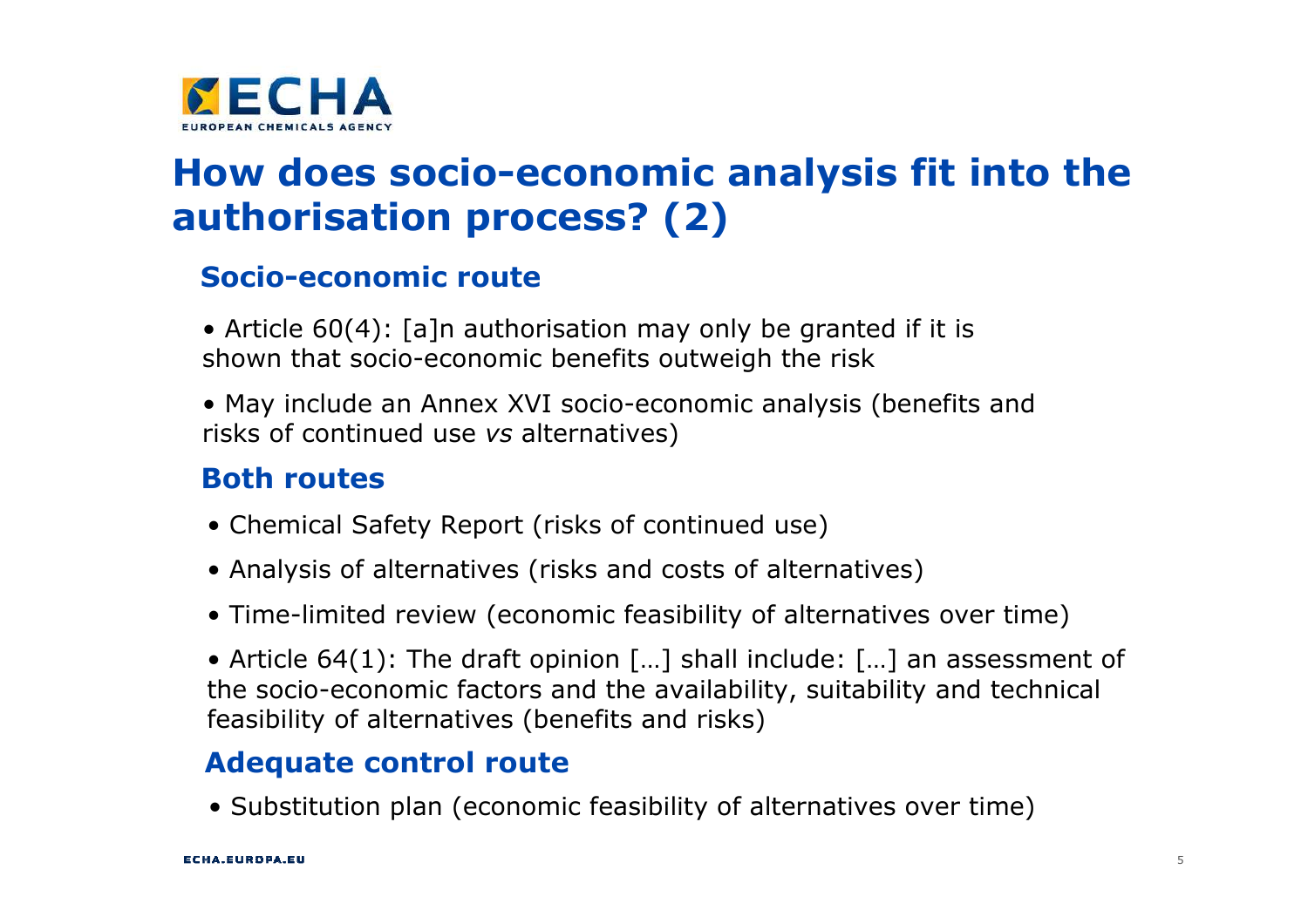# How does socio-economic analysis fit into the authorisation process? (2)

## Socio-economic route

- Article 60(4): [a]n authorisation may only be granted if it is shown that socio-economic benefits outweigh the risk
- May include an Annex XVI socio-economic analysis (benefits and risks of continued use *vs* alternatives)

## Both routes

- Chemical Safety Report (risks of continued use)
- Analysis of alternatives (risks and costs of alternatives)
- Time-limited review (economic feasibility of alternatives over time)
- Article 64(1): The draft opinion […] shall include: […] an assessment of the socio-economic factors and the availability, suitability and technical feasibility of alternatives (benefits and risks)

## Adequate control route

- Substitution plan (economic feasibility of alternatives over time)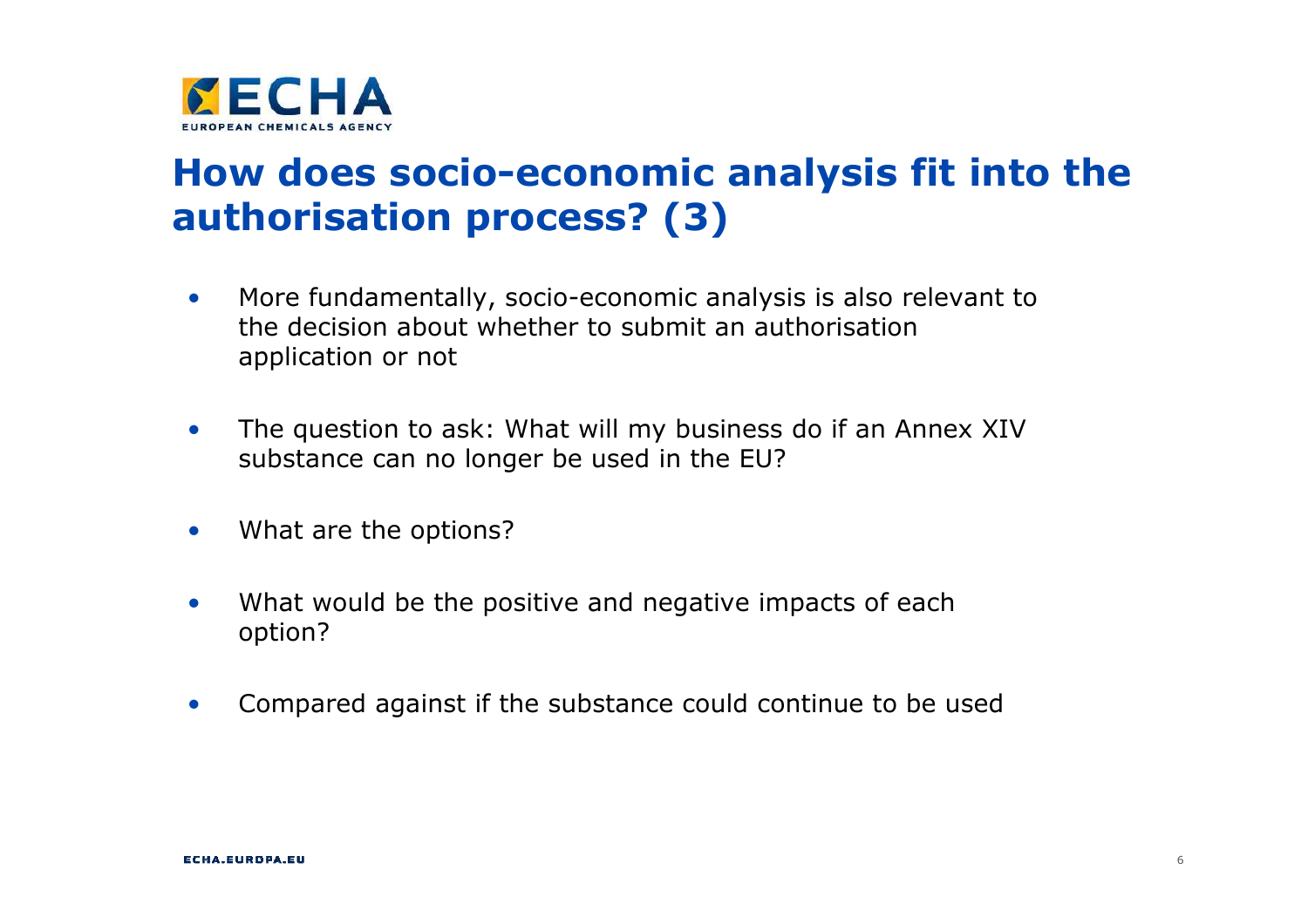# How does socio-economic analysis fit into the authorisation process? (3)

- More fundamentally, socio-economic analysis is also relevant to the decision about whether to submit an authorisation application or not
- The question to ask: What will my business do if an Annex XIV substance can no longer be used in the EU?
- What are the options?
- What would be the positive and negative impacts of each option?
- Compared against if the substance could continue to be used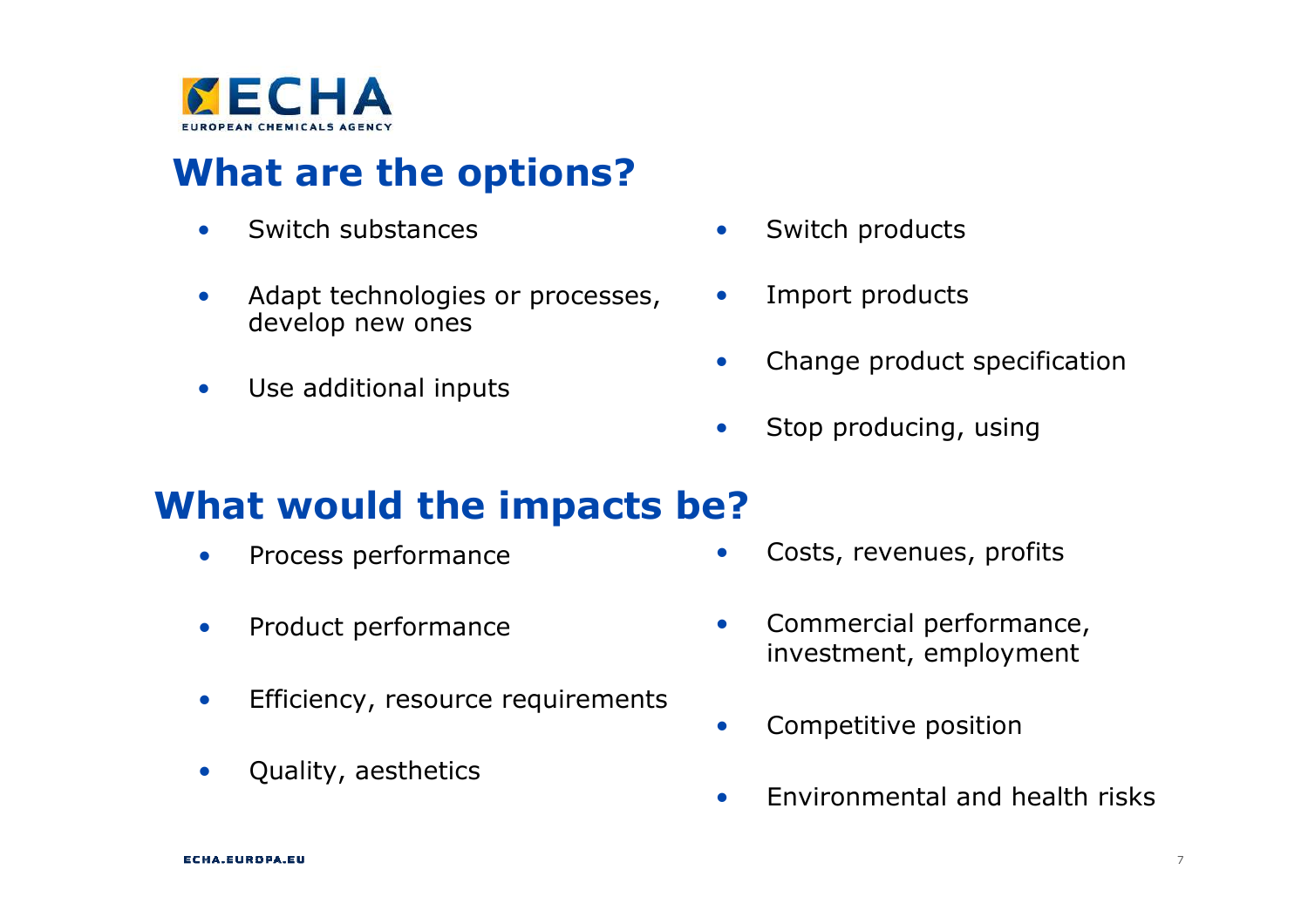## What are the options?

- Switch substances
- Adapt technologies or processes, develop new ones
- Use additional inputs
- Switch products
- Import products
- Change product specification
- Stop producing, using

## What would the impacts be?

- Process performance
- Product performance
- Efficiency, resource requirements
- Quality, aesthetics
- Costs, revenues, profits
- Commercial performance, investment, employment
- Competitive position
- Environmental and health risks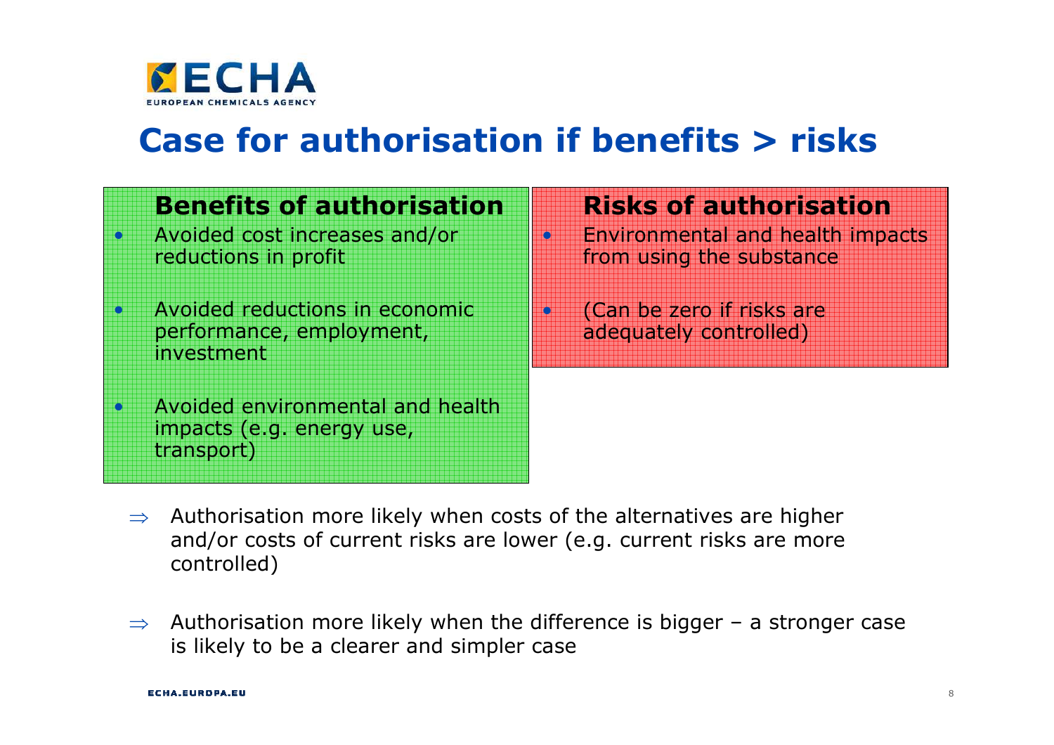# Case for authorisation if benefits > risks

| Benefits of authorisation | Risks of authorisation |
|---|---|
| • Avoided cost increases and/or reductions in profit | • Environmental and health impacts from using the substance |
| • Avoided reductions in economic performance, employment, investment | • (Can be zero if risks are adequately controlled) |
| • Avoided environmental and health impacts (e.g. energy use, transport) | |

⇒ Authorisation more likely when costs of the alternatives are higher and/or costs of current risks are lower (e.g. current risks are more controlled)

⇒ Authorisation more likely when the difference is bigger – a stronger case is likely to be a clearer and simpler case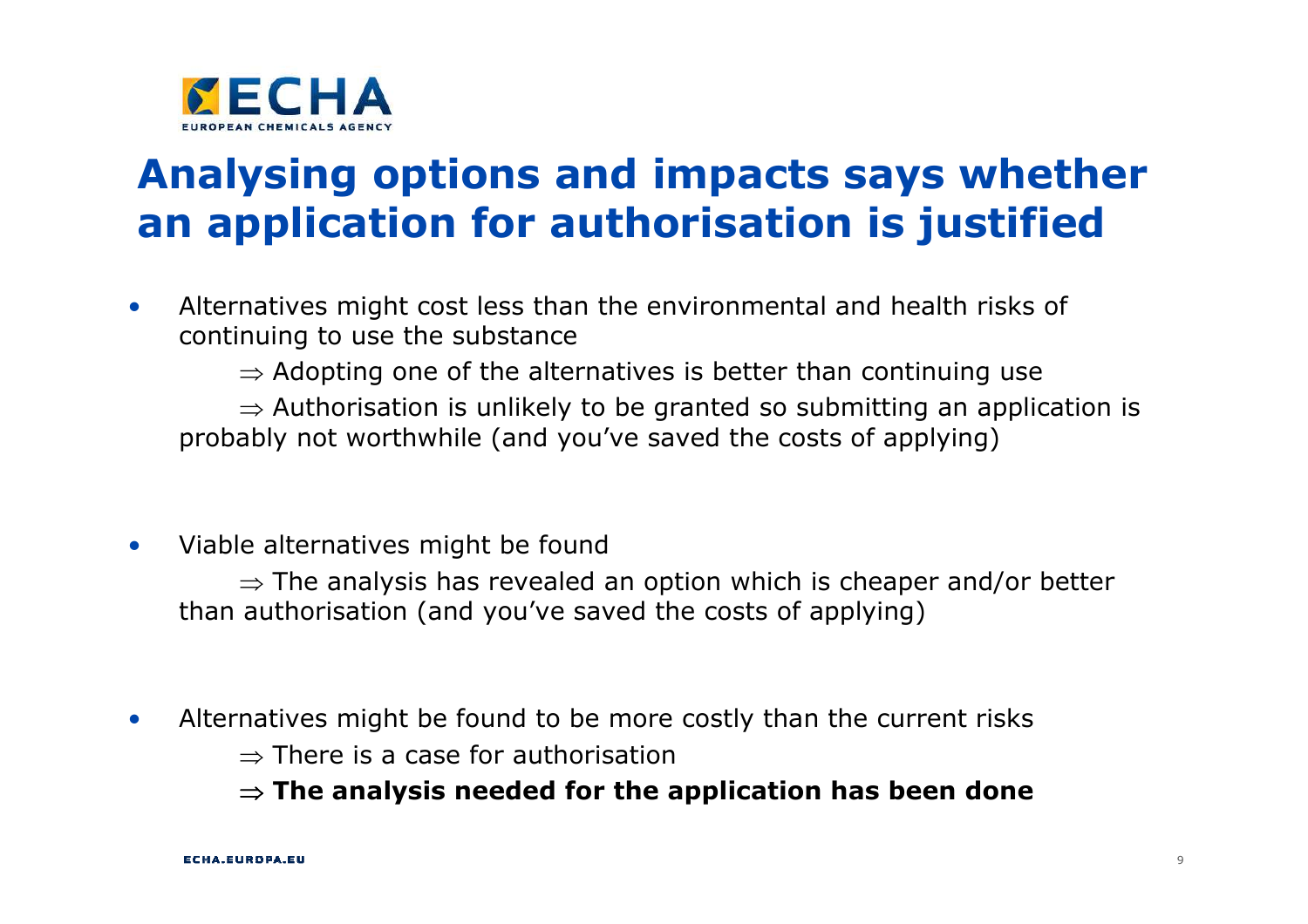# Analysing options and impacts says whether an application for authorisation is justified

- Alternatives might cost less than the environmental and health risks of continuing to use the substance

  $\Rightarrow$ Adopting one of the alternatives is better than continuing use

  $\Rightarrow$ Authorisation is unlikely to be granted so submitting an application is probably not worthwhile (and you've saved the costs of applying)

- Viable alternatives might be found

  $\Rightarrow$ The analysis has revealed an option which is cheaper and/or better than authorisation (and you've saved the costs of applying)

- Alternatives might be found to be more costly than the current risks

  $\Rightarrow$ There is a case for authorisation

  $\Rightarrow$ **The analysis needed for the application has been done**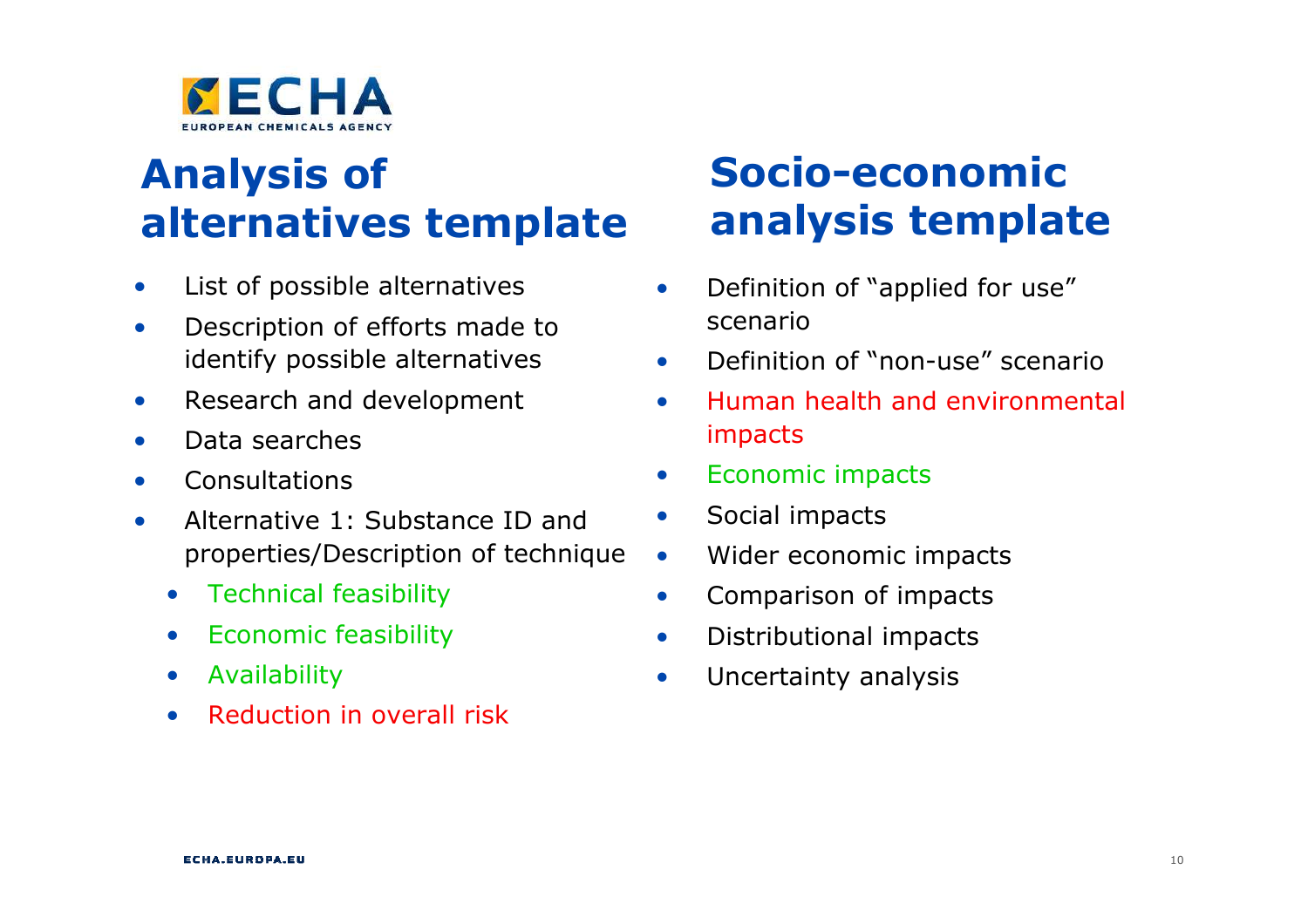## Analysis of alternatives template

- List of possible alternatives
- Description of efforts made to identify possible alternatives
- Research and development
- Data searches
- Consultations
- Alternative 1: Substance ID and properties/Description of technique
  - Technical feasibility
  - Economic feasibility
  - Availability
  - Reduction in overall risk

## Socio-economic analysis template

- Definition of "applied for use" scenario
- Definition of "non-use" scenario
- Human health and environmental impacts
- Economic impacts
- Social impacts
- Wider economic impacts
- Comparison of impacts
- Distributional impacts
- Uncertainty analysis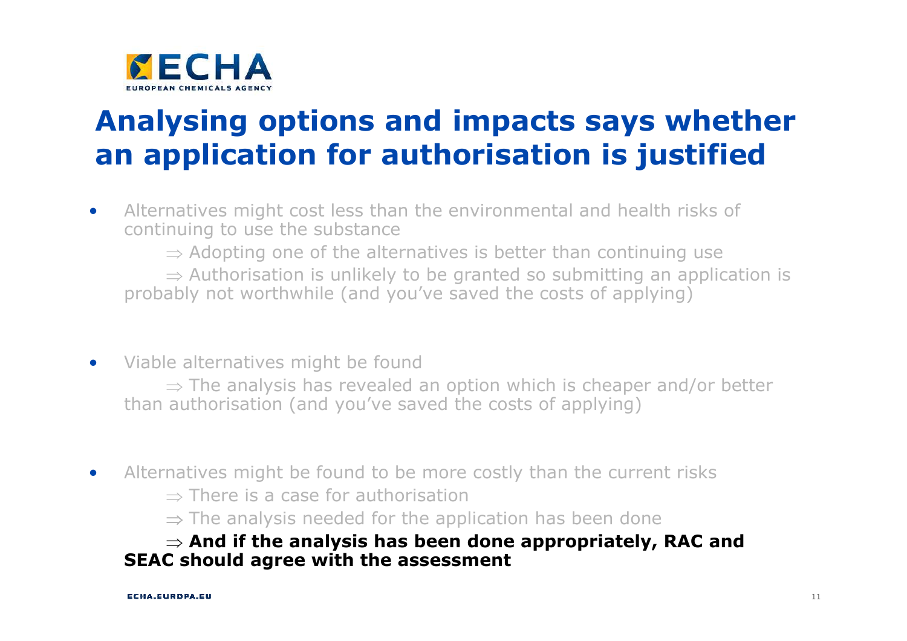# Analysing options and impacts says whether an application for authorisation is justified

- Alternatives might cost less than the environmental and health risks of continuing to use the substance

  ⇒ Adopting one of the alternatives is better than continuing use

  ⇒ Authorisation is unlikely to be granted so submitting an application is probably not worthwhile (and you've saved the costs of applying)

- Viable alternatives might be found

  ⇒ The analysis has revealed an option which is cheaper and/or better than authorisation (and you've saved the costs of applying)

- Alternatives might be found to be more costly than the current risks

  ⇒ There is a case for authorisation

  ⇒ The analysis needed for the application has been done

  ⇒ **And if the analysis has been done appropriately, RAC and SEAC should agree with the assessment**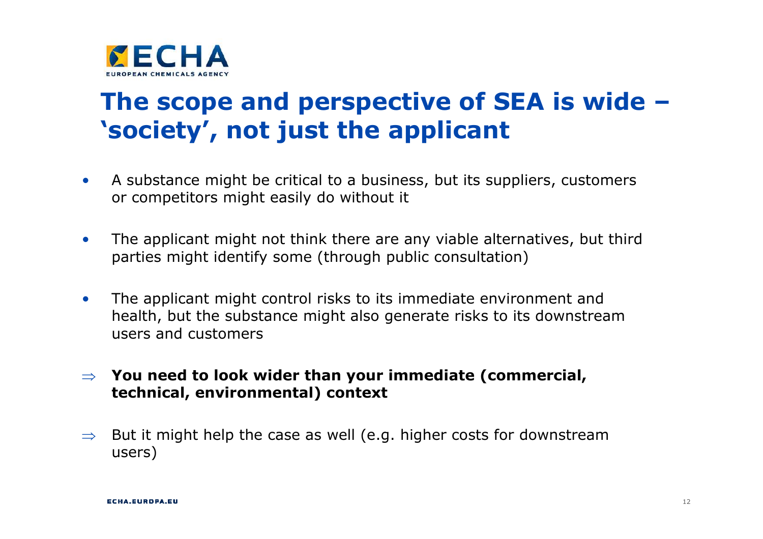# The scope and perspective of SEA is wide – 'society', not just the applicant

- A substance might be critical to a business, but its suppliers, customers or competitors might easily do without it
- The applicant might not think there are any viable alternatives, but third parties might identify some (through public consultation)
- The applicant might control risks to its immediate environment and health, but the substance might also generate risks to its downstream users and customers

⇒ **You need to look wider than your immediate (commercial, technical, environmental) context**

⇒ But it might help the case as well (e.g. higher costs for downstream users)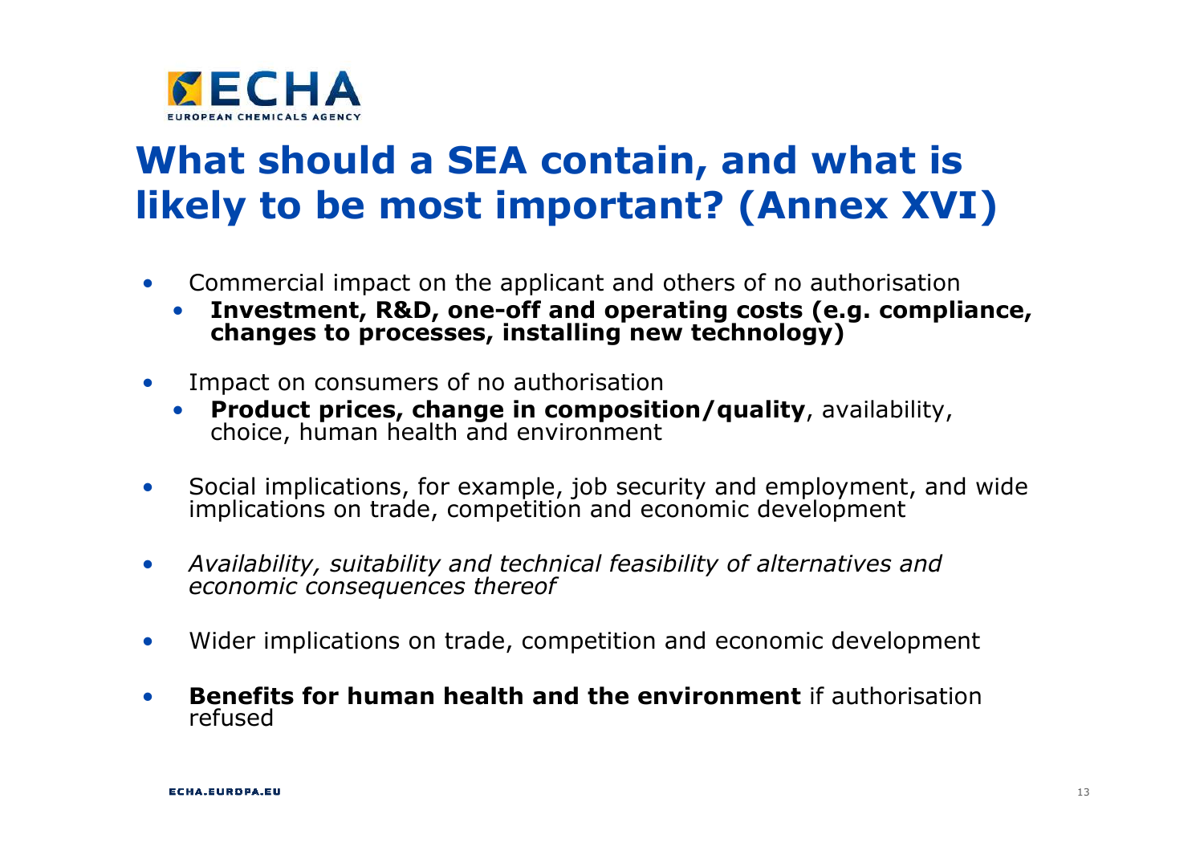# What should a SEA contain, and what is likely to be most important? (Annex XVI)

- Commercial impact on the applicant and others of no authorisation
  - **Investment, R&D, one-off and operating costs (e.g. compliance, changes to processes, installing new technology)**
- Impact on consumers of no authorisation
  - **Product prices, change in composition/quality**, availability, choice, human health and environment
- Social implications, for example, job security and employment, and wide implications on trade, competition and economic development
- *Availability, suitability and technical feasibility of alternatives and economic consequences thereof*
- Wider implications on trade, competition and economic development
- **Benefits for human health and the environment** if authorisation refused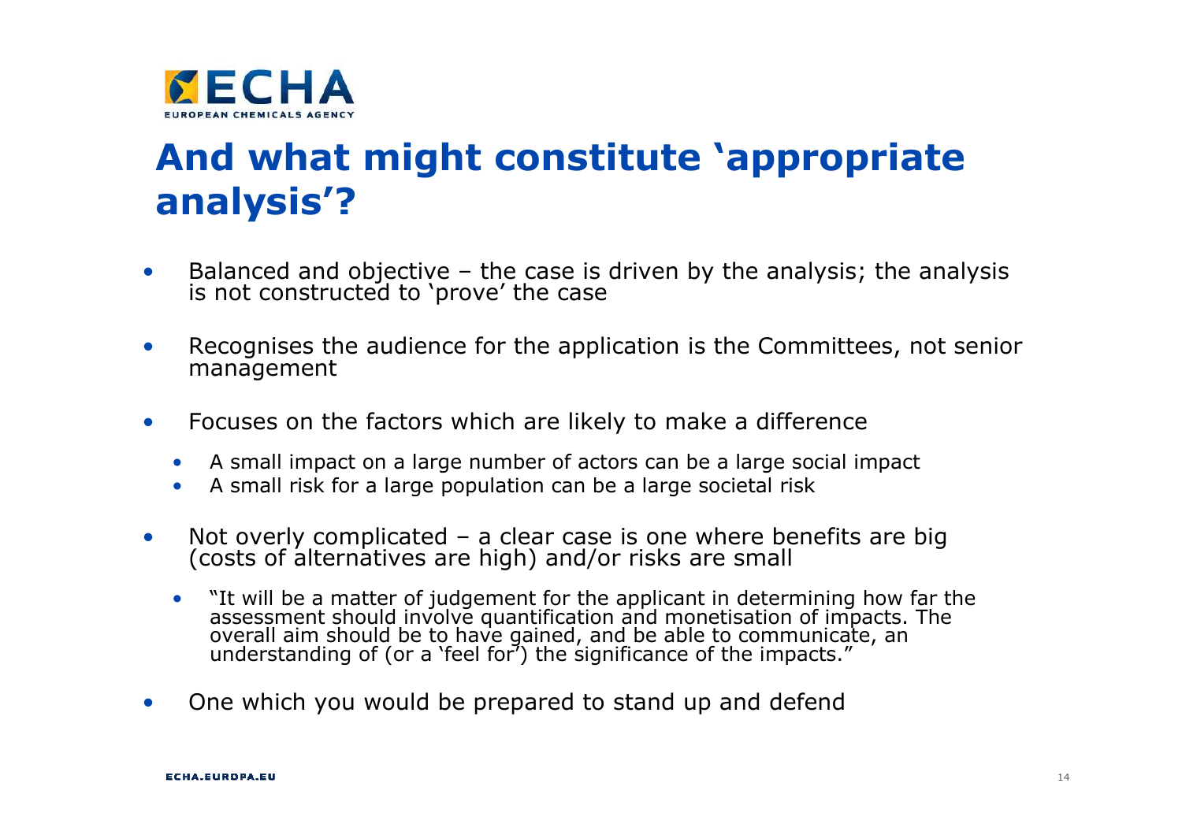# And what might constitute 'appropriate analysis'?

- Balanced and objective – the case is driven by the analysis; the analysis is not constructed to 'prove' the case
- Recognises the audience for the application is the Committees, not senior management
- Focuses on the factors which are likely to make a difference
  - A small impact on a large number of actors can be a large social impact
  - A small risk for a large population can be a large societal risk
- Not overly complicated – a clear case is one where benefits are big (costs of alternatives are high) and/or risks are small
  - "It will be a matter of judgement for the applicant in determining how far the assessment should involve quantification and monetisation of impacts. The overall aim should be to have gained, and be able to communicate, an understanding of (or a 'feel for') the significance of the impacts."
- One which you would be prepared to stand up and defend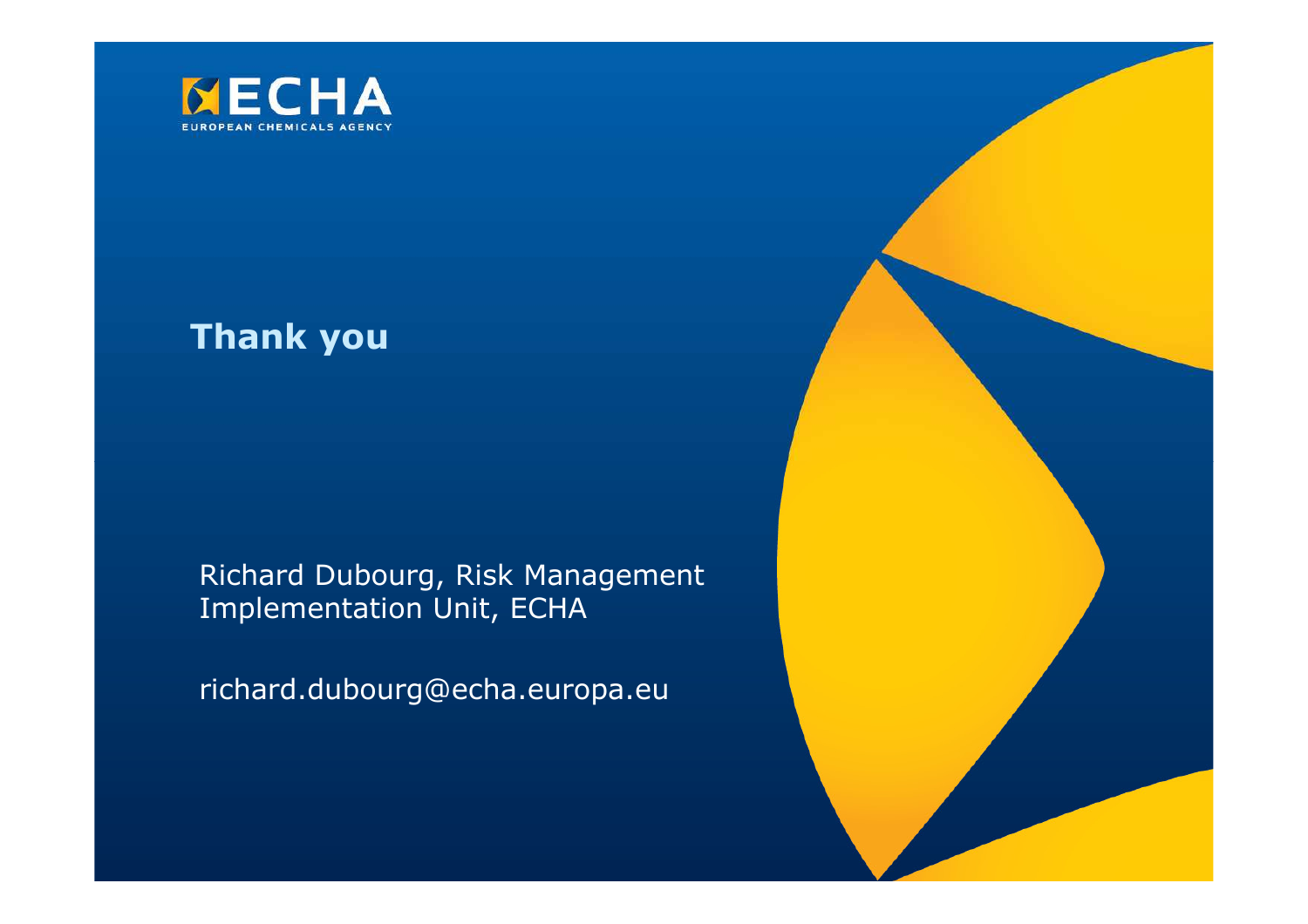**Thank you**

Richard Dubourg, Risk Management Implementation Unit, ECHA

richard.dubourg@echa.europa.eu